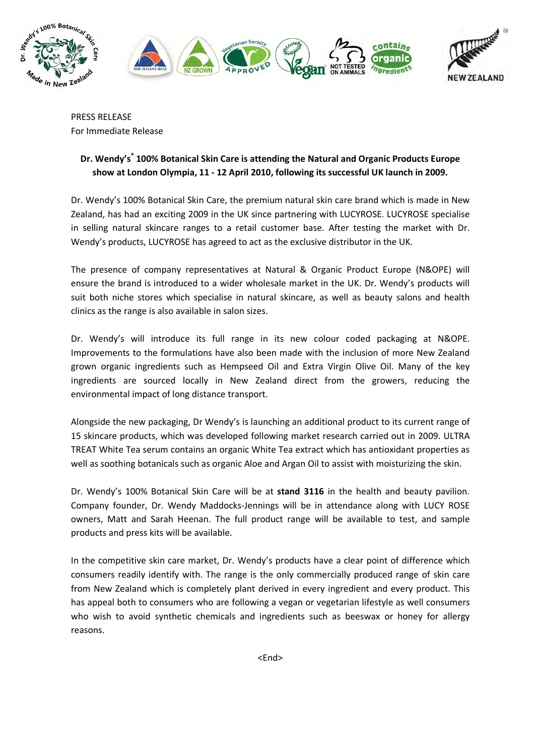PRESS RELEASE
For Immediate Release

**Dr. Wendy's® 100% Botanical Skin Care is attending the Natural and Organic Products Europe show at London Olympia, 11 - 12 April 2010, following its successful UK launch in 2009.**

Dr. Wendy's 100% Botanical Skin Care, the premium natural skin care brand which is made in New Zealand, has had an exciting 2009 in the UK since partnering with LUCYROSE. LUCYROSE specialise in selling natural skincare ranges to a retail customer base. After testing the market with Dr. Wendy's products, LUCYROSE has agreed to act as the exclusive distributor in the UK.

The presence of company representatives at Natural & Organic Product Europe (N&OPE) will ensure the brand is introduced to a wider wholesale market in the UK. Dr. Wendy's products will suit both niche stores which specialise in natural skincare, as well as beauty salons and health clinics as the range is also available in salon sizes.

Dr. Wendy's will introduce its full range in its new colour coded packaging at N&OPE. Improvements to the formulations have also been made with the inclusion of more New Zealand grown organic ingredients such as Hempseed Oil and Extra Virgin Olive Oil. Many of the key ingredients are sourced locally in New Zealand direct from the growers, reducing the environmental impact of long distance transport.

Alongside the new packaging, Dr Wendy's is launching an additional product to its current range of 15 skincare products, which was developed following market research carried out in 2009. ULTRA TREAT White Tea serum contains an organic White Tea extract which has antioxidant properties as well as soothing botanicals such as organic Aloe and Argan Oil to assist with moisturizing the skin.

Dr. Wendy's 100% Botanical Skin Care will be at **stand 3116** in the health and beauty pavilion. Company founder, Dr. Wendy Maddocks-Jennings will be in attendance along with LUCY ROSE owners, Matt and Sarah Heenan. The full product range will be available to test, and sample products and press kits will be available.

In the competitive skin care market, Dr. Wendy's products have a clear point of difference which consumers readily identify with. The range is the only commercially produced range of skin care from New Zealand which is completely plant derived in every ingredient and every product. This has appeal both to consumers who are following a vegan or vegetarian lifestyle as well consumers who wish to avoid synthetic chemicals and ingredients such as beeswax or honey for allergy reasons.

<End>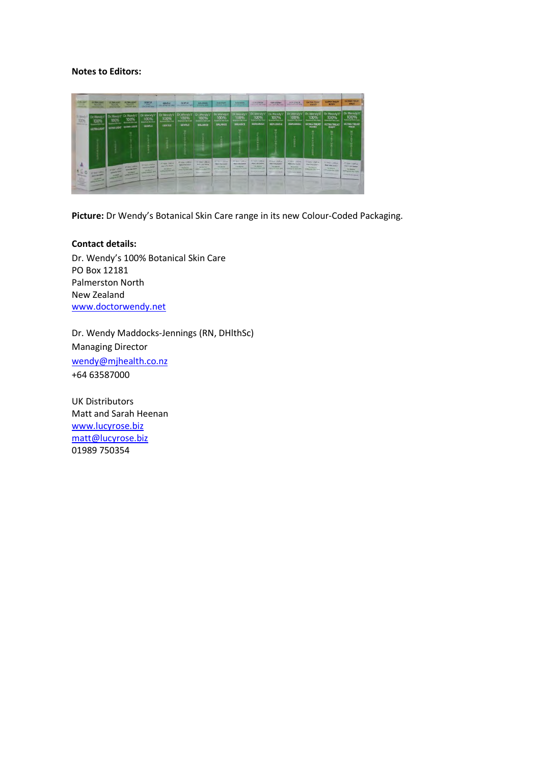**Notes to Editors:**

**Picture:** Dr Wendy's Botanical Skin Care range in its new Colour-Coded Packaging.

**Contact details:**

Dr. Wendy's 100% Botanical Skin Care
PO Box 12181
Palmerston North
New Zealand
www.doctorwendy.net

Dr. Wendy Maddocks-Jennings (RN, DHlthSc)
Managing Director
wendy@mjhealth.co.nz
+64 63587000

UK Distributors
Matt and Sarah Heenan
www.lucyrose.biz
matt@lucyrose.biz
01989 750354